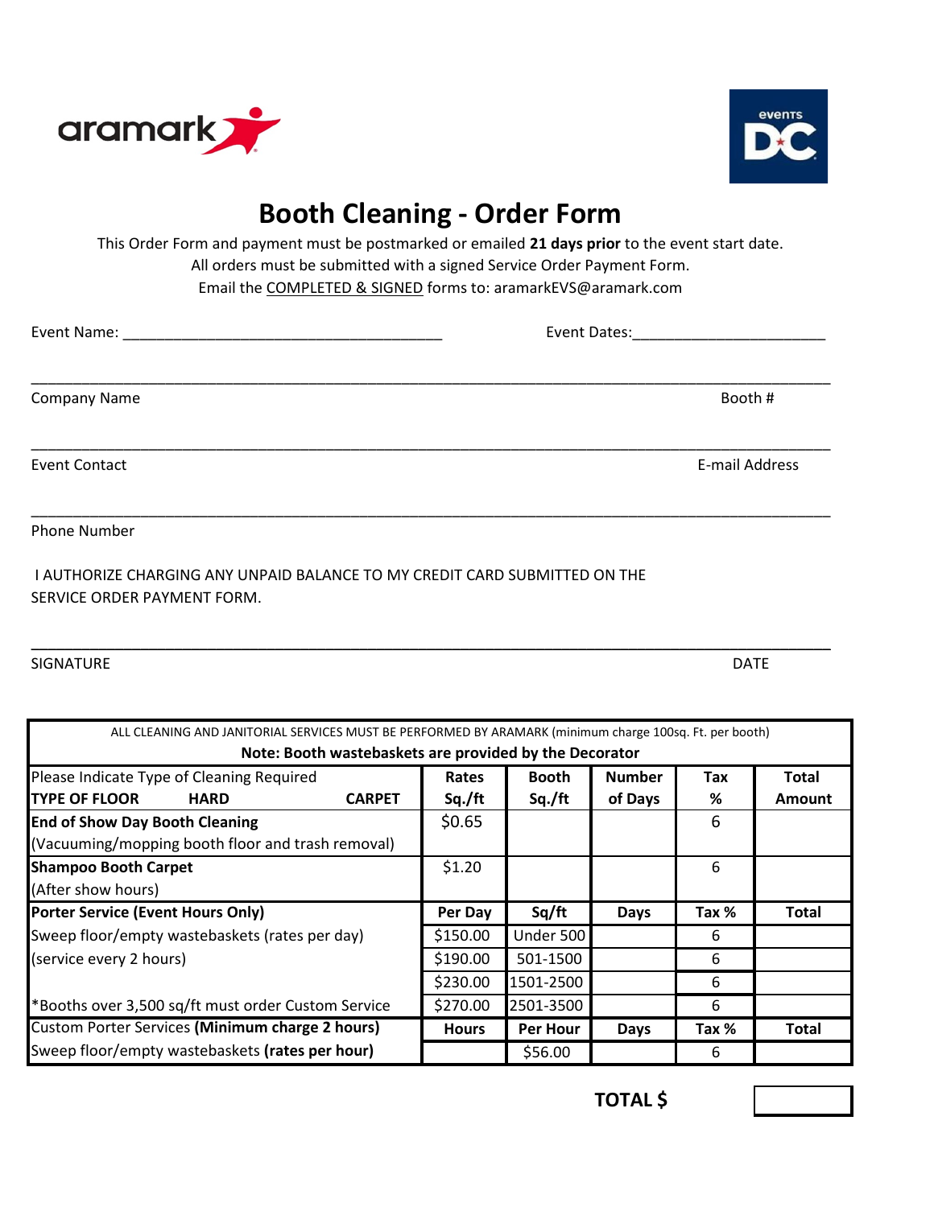# Booth Cleaning - Order Form

This Order Form and payment must be postmarked or emailed **21 days prior** to the event start date.
All orders must be submitted with a signed Service Order Payment Form.
Email the COMPLETED & SIGNED forms to: aramarkEVS@aramark.com

Event Name: ______________________________________ Event Dates:_______________________

_______________________________________________________________________________________

Company Name Booth #

_______________________________________________________________________________________

Event Contact E-mail Address

_______________________________________________________________________________________

Phone Number

I AUTHORIZE CHARGING ANY UNPAID BALANCE TO MY CREDIT CARD SUBMITTED ON THE SERVICE ORDER PAYMENT FORM.

_______________________________________________________________________________________

SIGNATURE DATE

| ALL CLEANING AND JANITORIAL SERVICES MUST BE PERFORMED BY ARAMARK (minimum charge 100sq. Ft. per booth) **Note: Booth wastebaskets are provided by the Decorator** | | | | | |
|---|---|---|---|---|---|
| Please Indicate Type of Cleaning Required **TYPE OF FLOOR HARD CARPET** | **Rates Sq./ft** | **Booth Sq./ft** | **Number of Days** | **Tax %** | **Total Amount** |
| **End of Show Day Booth Cleaning** (Vacuuming/mopping booth floor and trash removal) | $0.65 | | | 6 | |
| **Shampoo Booth Carpet** (After show hours) | $1.20 | | | 6 | |
| **Porter Service (Event Hours Only)** | **Per Day** | **Sq/ft** | **Days** | **Tax %** | **Total** |
| Sweep floor/empty wastebaskets (rates per day) | $150.00 | Under 500 | | 6 | |
| (service every 2 hours) | $190.00 | 501-1500 | | 6 | |
| | $230.00 | 1501-2500 | | 6 | |
| *Booths over 3,500 sq/ft must order Custom Service | $270.00 | 2501-3500 | | 6 | |
| Custom Porter Services **(Minimum charge 2 hours)** | **Hours** | **Per Hour** | **Days** | **Tax %** | **Total** |
| Sweep floor/empty wastebaskets **(rates per hour)** | | $56.00 | | 6 | |

**TOTAL $** ________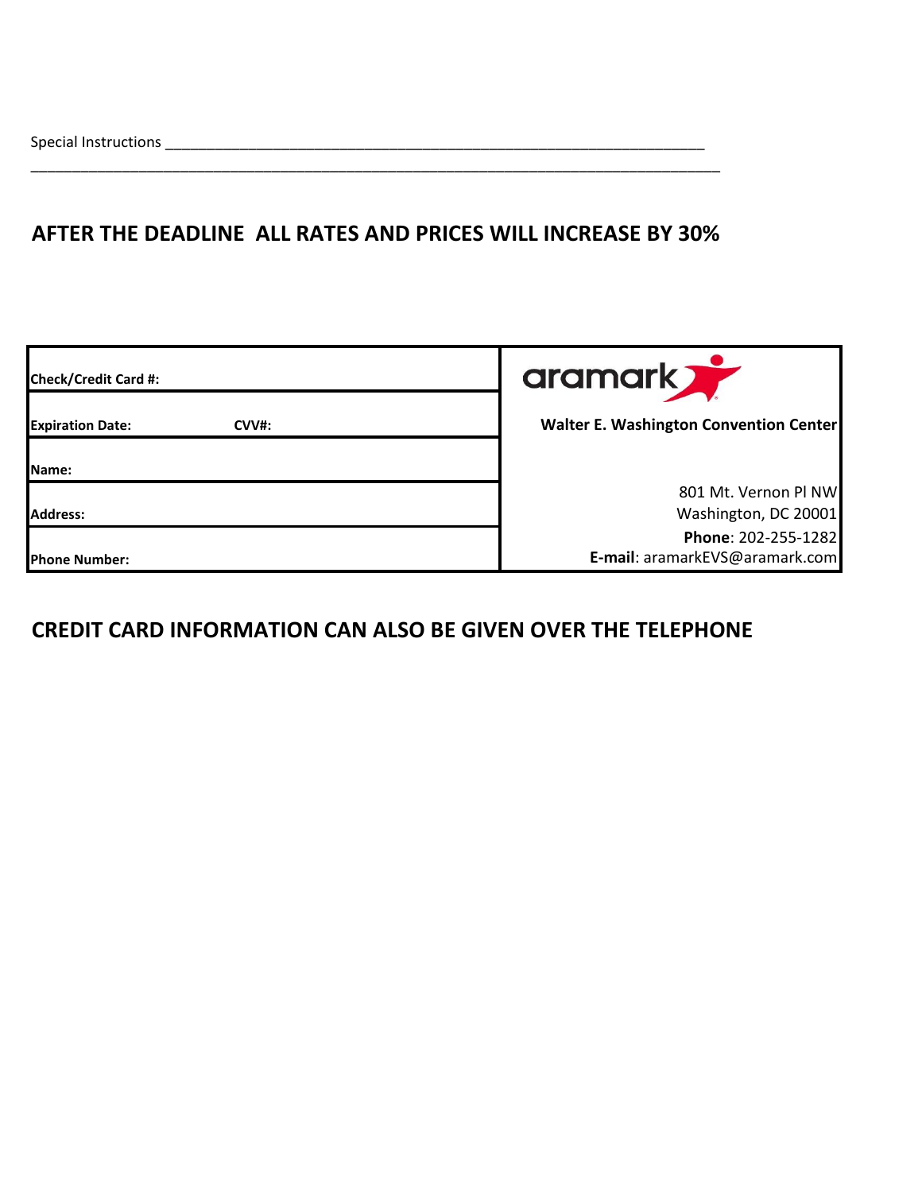Special Instructions ____________________________________________________________________

_____________________________________________________________________________________

**AFTER THE DEADLINE ALL RATES AND PRICES WILL INCREASE BY 30%**

| | |
|---|---|
| **Check/Credit Card #:** | aramark |
| **Expiration Date:** **CVV#:** | **Walter E. Washington Convention Center** |
| **Name:** | |
| **Address:** | 801 Mt. Vernon Pl NW<br>Washington, DC 20001 |
| **Phone Number:** | **Phone**: 202-255-1282<br>**E-mail**: aramarkEVS@aramark.com |

**CREDIT CARD INFORMATION CAN ALSO BE GIVEN OVER THE TELEPHONE**